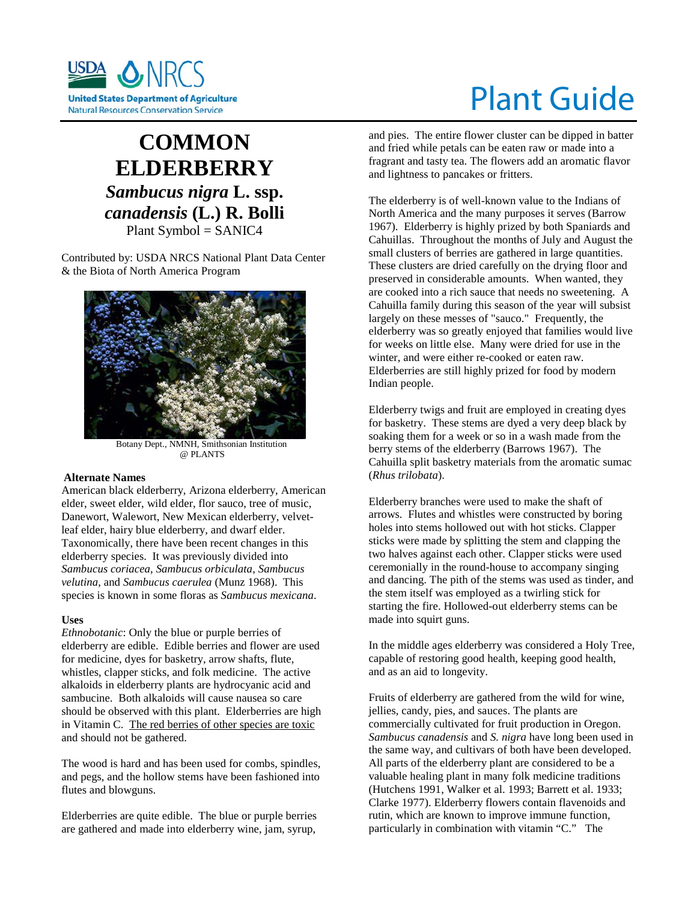# Plant Guide

# COMMON ELDERBERRY

## *Sambucus nigra* L. ssp. *canadensis* (L.) R. Bolli

Plant Symbol = SANIC4

Contributed by: USDA NRCS National Plant Data Center & the Biota of North America Program

Botany Dept., NMNH, Smithsonian Institution @ PLANTS

### Alternate Names

American black elderberry, Arizona elderberry, American elder, sweet elder, wild elder, flor sauco, tree of music, Danewort, Walewort, New Mexican elderberry, velvet-leaf elder, hairy blue elderberry, and dwarf elder. Taxonomically, there have been recent changes in this elderberry species. It was previously divided into *Sambucus coriacea*, *Sambucus orbiculata*, *Sambucus velutina*, and *Sambucus caerulea* (Munz 1968). This species is known in some floras as *Sambucus mexicana*.

### Uses

*Ethnobotanic*: Only the blue or purple berries of elderberry are edible. Edible berries and flower are used for medicine, dyes for basketry, arrow shafts, flute, whistles, clapper sticks, and folk medicine. The active alkaloids in elderberry plants are hydrocyanic acid and sambucine. Both alkaloids will cause nausea so care should be observed with this plant. Elderberries are high in Vitamin C. The red berries of other species are toxic and should not be gathered.

The wood is hard and has been used for combs, spindles, and pegs, and the hollow stems have been fashioned into flutes and blowguns.

Elderberries are quite edible. The blue or purple berries are gathered and made into elderberry wine, jam, syrup, and pies. The entire flower cluster can be dipped in batter and fried while petals can be eaten raw or made into a fragrant and tasty tea. The flowers add an aromatic flavor and lightness to pancakes or fritters.

The elderberry is of well-known value to the Indians of North America and the many purposes it serves (Barrow 1967). Elderberry is highly prized by both Spaniards and Cahuillas. Throughout the months of July and August the small clusters of berries are gathered in large quantities. These clusters are dried carefully on the drying floor and preserved in considerable amounts. When wanted, they are cooked into a rich sauce that needs no sweetening. A Cahuilla family during this season of the year will subsist largely on these messes of "sauco." Frequently, the elderberry was so greatly enjoyed that families would live for weeks on little else. Many were dried for use in the winter, and were either re-cooked or eaten raw. Elderberries are still highly prized for food by modern Indian people.

Elderberry twigs and fruit are employed in creating dyes for basketry. These stems are dyed a very deep black by soaking them for a week or so in a wash made from the berry stems of the elderberry (Barrows 1967). The Cahuilla split basketry materials from the aromatic sumac (*Rhus trilobata*).

Elderberry branches were used to make the shaft of arrows. Flutes and whistles were constructed by boring holes into stems hollowed out with hot sticks. Clapper sticks were made by splitting the stem and clapping the two halves against each other. Clapper sticks were used ceremonially in the round-house to accompany singing and dancing. The pith of the stems was used as tinder, and the stem itself was employed as a twirling stick for starting the fire. Hollowed-out elderberry stems can be made into squirt guns.

In the middle ages elderberry was considered a Holy Tree, capable of restoring good health, keeping good health, and as an aid to longevity.

Fruits of elderberry are gathered from the wild for wine, jellies, candy, pies, and sauces. The plants are commercially cultivated for fruit production in Oregon. *Sambucus canadensis* and *S. nigra* have long been used in the same way, and cultivars of both have been developed. All parts of the elderberry plant are considered to be a valuable healing plant in many folk medicine traditions (Hutchens 1991, Walker et al. 1993; Barrett et al. 1933; Clarke 1977). Elderberry flowers contain flavenoids and rutin, which are known to improve immune function, particularly in combination with vitamin "C." The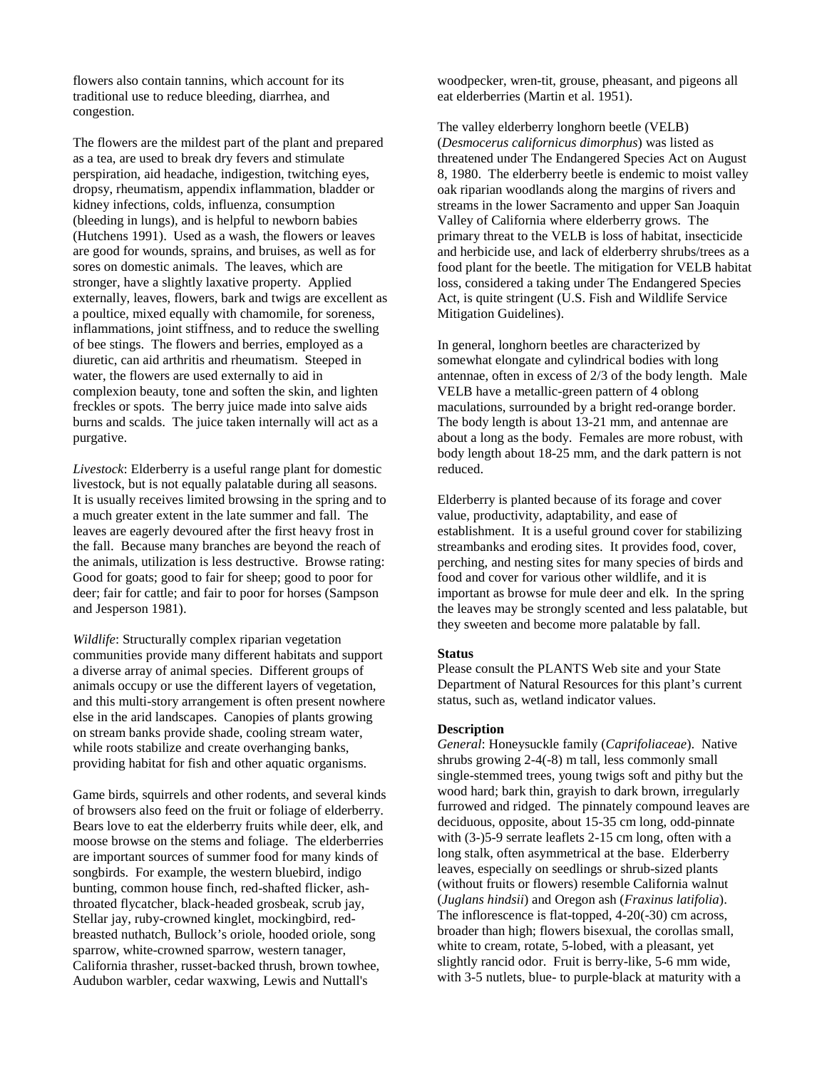flowers also contain tannins, which account for its traditional use to reduce bleeding, diarrhea, and congestion.

The flowers are the mildest part of the plant and prepared as a tea, are used to break dry fevers and stimulate perspiration, aid headache, indigestion, twitching eyes, dropsy, rheumatism, appendix inflammation, bladder or kidney infections, colds, influenza, consumption (bleeding in lungs), and is helpful to newborn babies (Hutchens 1991). Used as a wash, the flowers or leaves are good for wounds, sprains, and bruises, as well as for sores on domestic animals. The leaves, which are stronger, have a slightly laxative property. Applied externally, leaves, flowers, bark and twigs are excellent as a poultice, mixed equally with chamomile, for soreness, inflammations, joint stiffness, and to reduce the swelling of bee stings. The flowers and berries, employed as a diuretic, can aid arthritis and rheumatism. Steeped in water, the flowers are used externally to aid in complexion beauty, tone and soften the skin, and lighten freckles or spots. The berry juice made into salve aids burns and scalds. The juice taken internally will act as a purgative.

*Livestock*: Elderberry is a useful range plant for domestic livestock, but is not equally palatable during all seasons. It is usually receives limited browsing in the spring and to a much greater extent in the late summer and fall. The leaves are eagerly devoured after the first heavy frost in the fall. Because many branches are beyond the reach of the animals, utilization is less destructive. Browse rating: Good for goats; good to fair for sheep; good to poor for deer; fair for cattle; and fair to poor for horses (Sampson and Jesperson 1981).

*Wildlife*: Structurally complex riparian vegetation communities provide many different habitats and support a diverse array of animal species. Different groups of animals occupy or use the different layers of vegetation, and this multi-story arrangement is often present nowhere else in the arid landscapes. Canopies of plants growing on stream banks provide shade, cooling stream water, while roots stabilize and create overhanging banks, providing habitat for fish and other aquatic organisms.

Game birds, squirrels and other rodents, and several kinds of browsers also feed on the fruit or foliage of elderberry. Bears love to eat the elderberry fruits while deer, elk, and moose browse on the stems and foliage. The elderberries are important sources of summer food for many kinds of songbirds. For example, the western bluebird, indigo bunting, common house finch, red-shafted flicker, ash-throated flycatcher, black-headed grosbeak, scrub jay, Stellar jay, ruby-crowned kinglet, mockingbird, red-breasted nuthatch, Bullock's oriole, hooded oriole, song sparrow, white-crowned sparrow, western tanager, California thrasher, russet-backed thrush, brown towhee, Audubon warbler, cedar waxwing, Lewis and Nuttall's woodpecker, wren-tit, grouse, pheasant, and pigeons all eat elderberries (Martin et al. 1951).

The valley elderberry longhorn beetle (VELB) (*Desmocerus californicus dimorphus*) was listed as threatened under The Endangered Species Act on August 8, 1980. The elderberry beetle is endemic to moist valley oak riparian woodlands along the margins of rivers and streams in the lower Sacramento and upper San Joaquin Valley of California where elderberry grows. The primary threat to the VELB is loss of habitat, insecticide and herbicide use, and lack of elderberry shrubs/trees as a food plant for the beetle. The mitigation for VELB habitat loss, considered a taking under The Endangered Species Act, is quite stringent (U.S. Fish and Wildlife Service Mitigation Guidelines).

In general, longhorn beetles are characterized by somewhat elongate and cylindrical bodies with long antennae, often in excess of 2/3 of the body length. Male VELB have a metallic-green pattern of 4 oblong maculations, surrounded by a bright red-orange border. The body length is about 13-21 mm, and antennae are about a long as the body. Females are more robust, with body length about 18-25 mm, and the dark pattern is not reduced.

Elderberry is planted because of its forage and cover value, productivity, adaptability, and ease of establishment. It is a useful ground cover for stabilizing streambanks and eroding sites. It provides food, cover, perching, and nesting sites for many species of birds and food and cover for various other wildlife, and it is important as browse for mule deer and elk. In the spring the leaves may be strongly scented and less palatable, but they sweeten and become more palatable by fall.

**Status**

Please consult the PLANTS Web site and your State Department of Natural Resources for this plant's current status, such as, wetland indicator values.

**Description**

*General*: Honeysuckle family (*Caprifoliaceae*). Native shrubs growing 2-4(-8) m tall, less commonly small single-stemmed trees, young twigs soft and pithy but the wood hard; bark thin, grayish to dark brown, irregularly furrowed and ridged. The pinnately compound leaves are deciduous, opposite, about 15-35 cm long, odd-pinnate with (3-)5-9 serrate leaflets 2-15 cm long, often with a long stalk, often asymmetrical at the base. Elderberry leaves, especially on seedlings or shrub-sized plants (without fruits or flowers) resemble California walnut (*Juglans hindsii*) and Oregon ash (*Fraxinus latifolia*). The inflorescence is flat-topped, 4-20(-30) cm across, broader than high; flowers bisexual, the corollas small, white to cream, rotate, 5-lobed, with a pleasant, yet slightly rancid odor. Fruit is berry-like, 5-6 mm wide, with 3-5 nutlets, blue- to purple-black at maturity with a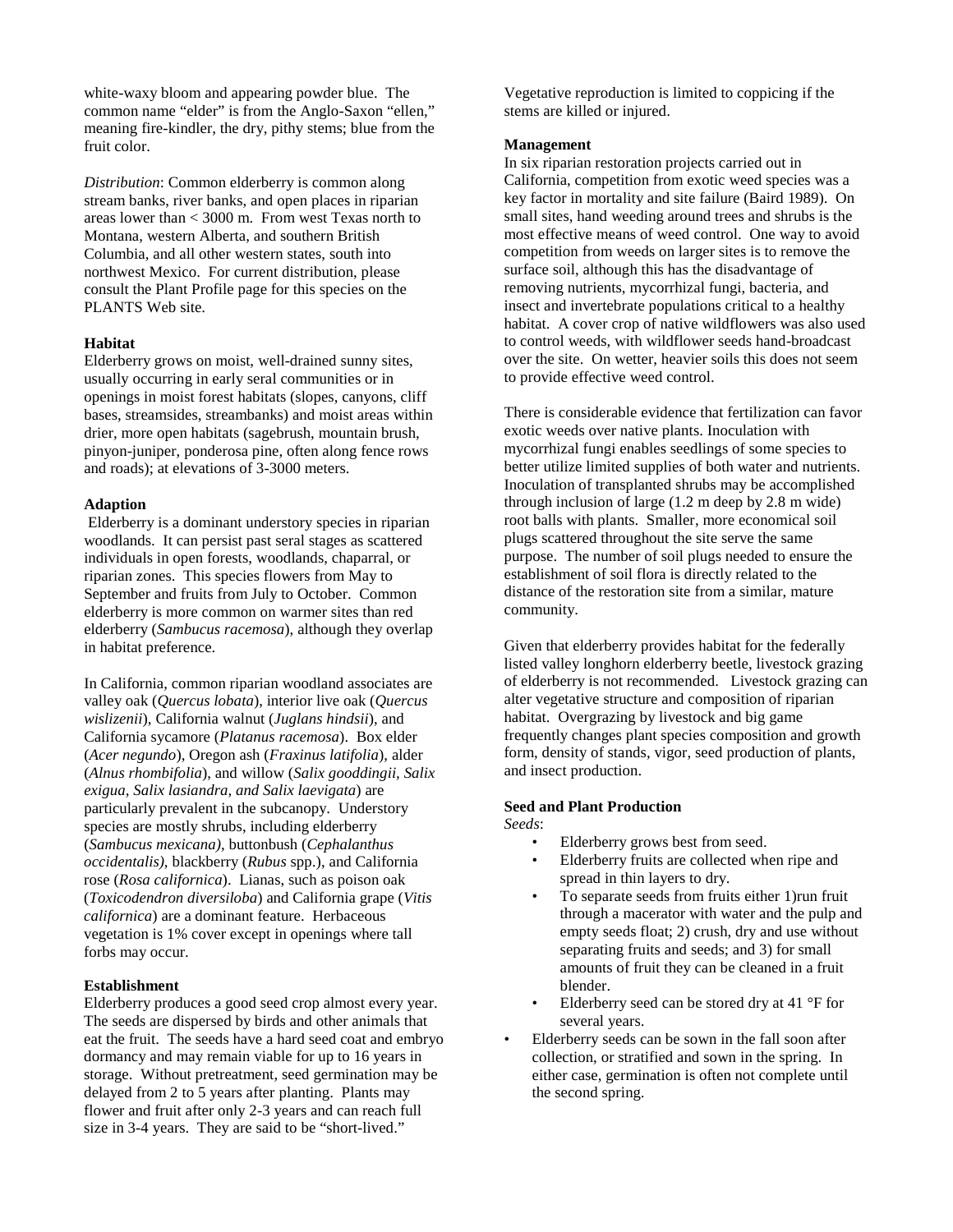white-waxy bloom and appearing powder blue. The common name "elder" is from the Anglo-Saxon "ellen," meaning fire-kindler, the dry, pithy stems; blue from the fruit color.

*Distribution*: Common elderberry is common along stream banks, river banks, and open places in riparian areas lower than < 3000 m. From west Texas north to Montana, western Alberta, and southern British Columbia, and all other western states, south into northwest Mexico. For current distribution, please consult the Plant Profile page for this species on the PLANTS Web site.

**Habitat**

Elderberry grows on moist, well-drained sunny sites, usually occurring in early seral communities or in openings in moist forest habitats (slopes, canyons, cliff bases, streamsides, streambanks) and moist areas within drier, more open habitats (sagebrush, mountain brush, pinyon-juniper, ponderosa pine, often along fence rows and roads); at elevations of 3-3000 meters.

**Adaption**

Elderberry is a dominant understory species in riparian woodlands. It can persist past seral stages as scattered individuals in open forests, woodlands, chaparral, or riparian zones. This species flowers from May to September and fruits from July to October. Common elderberry is more common on warmer sites than red elderberry (*Sambucus racemosa*), although they overlap in habitat preference.

In California, common riparian woodland associates are valley oak (*Quercus lobata*), interior live oak (*Quercus wislizenii*), California walnut (*Juglans hindsii*), and California sycamore (*Platanus racemosa*). Box elder (*Acer negundo*), Oregon ash (*Fraxinus latifolia*), alder (*Alnus rhombifolia*), and willow (*Salix gooddingii, Salix exigua, Salix lasiandra, and Salix laevigata*) are particularly prevalent in the subcanopy. Understory species are mostly shrubs, including elderberry (*Sambucus mexicana)*, buttonbush (*Cephalanthus occidentalis)*, blackberry (*Rubus* spp.), and California rose (*Rosa californica*). Lianas, such as poison oak (*Toxicodendron diversiloba*) and California grape (*Vitis californica*) are a dominant feature. Herbaceous vegetation is 1% cover except in openings where tall forbs may occur.

**Establishment**

Elderberry produces a good seed crop almost every year. The seeds are dispersed by birds and other animals that eat the fruit. The seeds have a hard seed coat and embryo dormancy and may remain viable for up to 16 years in storage. Without pretreatment, seed germination may be delayed from 2 to 5 years after planting. Plants may flower and fruit after only 2-3 years and can reach full size in 3-4 years. They are said to be "short-lived." Vegetative reproduction is limited to coppicing if the stems are killed or injured.

**Management**

In six riparian restoration projects carried out in California, competition from exotic weed species was a key factor in mortality and site failure (Baird 1989). On small sites, hand weeding around trees and shrubs is the most effective means of weed control. One way to avoid competition from weeds on larger sites is to remove the surface soil, although this has the disadvantage of removing nutrients, mycorrhizal fungi, bacteria, and insect and invertebrate populations critical to a healthy habitat. A cover crop of native wildflowers was also used to control weeds, with wildflower seeds hand-broadcast over the site. On wetter, heavier soils this does not seem to provide effective weed control.

There is considerable evidence that fertilization can favor exotic weeds over native plants. Inoculation with mycorrhizal fungi enables seedlings of some species to better utilize limited supplies of both water and nutrients. Inoculation of transplanted shrubs may be accomplished through inclusion of large (1.2 m deep by 2.8 m wide) root balls with plants. Smaller, more economical soil plugs scattered throughout the site serve the same purpose. The number of soil plugs needed to ensure the establishment of soil flora is directly related to the distance of the restoration site from a similar, mature community.

Given that elderberry provides habitat for the federally listed valley longhorn elderberry beetle, livestock grazing of elderberry is not recommended. Livestock grazing can alter vegetative structure and composition of riparian habitat. Overgrazing by livestock and big game frequently changes plant species composition and growth form, density of stands, vigor, seed production of plants, and insect production.

**Seed and Plant Production**

*Seeds*:

- Elderberry grows best from seed.
- Elderberry fruits are collected when ripe and spread in thin layers to dry.
- To separate seeds from fruits either 1)run fruit through a macerator with water and the pulp and empty seeds float; 2) crush, dry and use without separating fruits and seeds; and 3) for small amounts of fruit they can be cleaned in a fruit blender.
- Elderberry seed can be stored dry at 41 °F for several years.
- Elderberry seeds can be sown in the fall soon after collection, or stratified and sown in the spring. In either case, germination is often not complete until the second spring.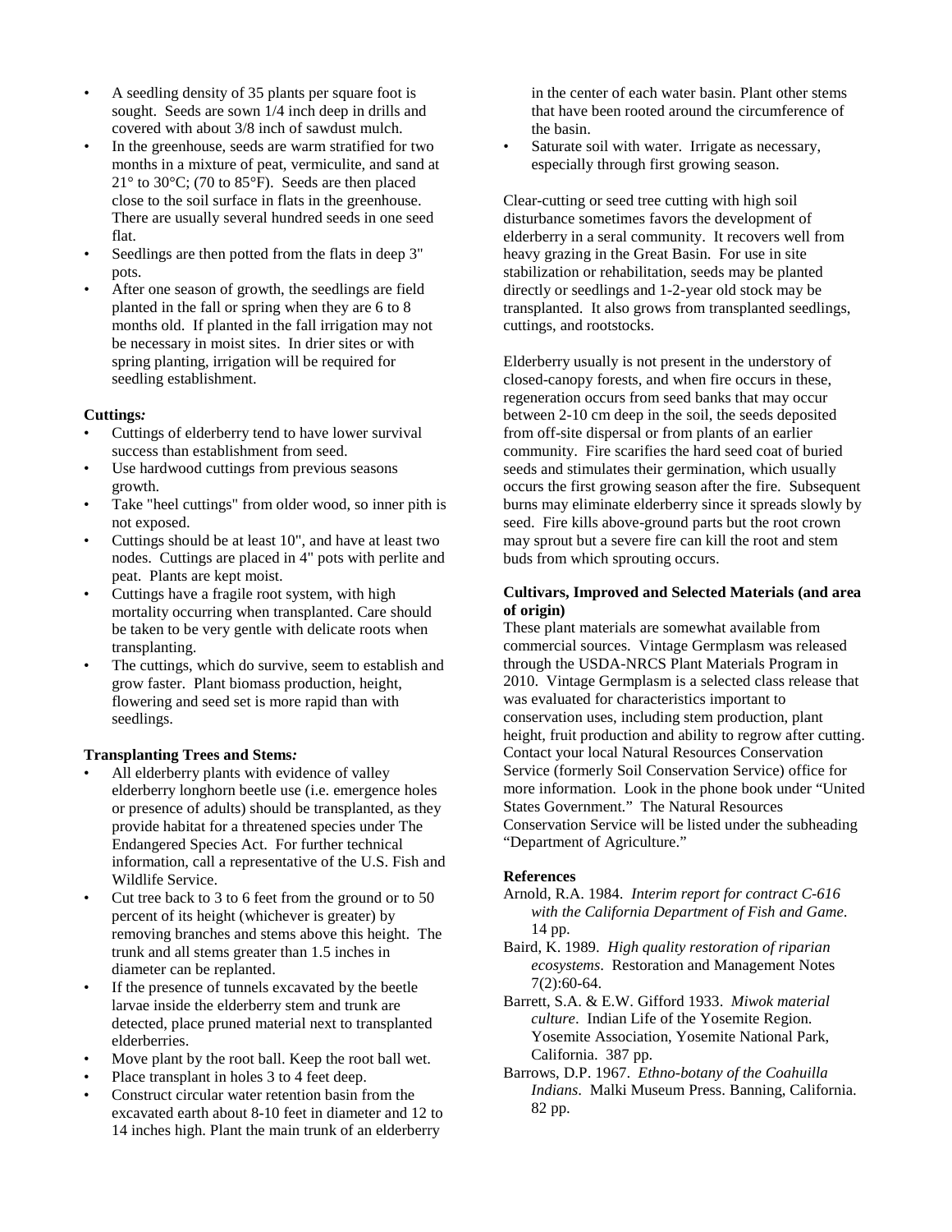- A seedling density of 35 plants per square foot is sought. Seeds are sown 1/4 inch deep in drills and covered with about 3/8 inch of sawdust mulch.
- In the greenhouse, seeds are warm stratified for two months in a mixture of peat, vermiculite, and sand at 21° to 30°C; (70 to 85°F). Seeds are then placed close to the soil surface in flats in the greenhouse. There are usually several hundred seeds in one seed flat.
- Seedlings are then potted from the flats in deep 3" pots.
- After one season of growth, the seedlings are field planted in the fall or spring when they are 6 to 8 months old. If planted in the fall irrigation may not be necessary in moist sites. In drier sites or with spring planting, irrigation will be required for seedling establishment.

**Cuttings*:***

- Cuttings of elderberry tend to have lower survival success than establishment from seed.
- Use hardwood cuttings from previous seasons growth.
- Take "heel cuttings" from older wood, so inner pith is not exposed.
- Cuttings should be at least 10", and have at least two nodes. Cuttings are placed in 4" pots with perlite and peat. Plants are kept moist.
- Cuttings have a fragile root system, with high mortality occurring when transplanted. Care should be taken to be very gentle with delicate roots when transplanting.
- The cuttings, which do survive, seem to establish and grow faster. Plant biomass production, height, flowering and seed set is more rapid than with seedlings.

**Transplanting Trees and Stems*:***

- All elderberry plants with evidence of valley elderberry longhorn beetle use (i.e. emergence holes or presence of adults) should be transplanted, as they provide habitat for a threatened species under The Endangered Species Act. For further technical information, call a representative of the U.S. Fish and Wildlife Service.
- Cut tree back to 3 to 6 feet from the ground or to 50 percent of its height (whichever is greater) by removing branches and stems above this height. The trunk and all stems greater than 1.5 inches in diameter can be replanted.
- If the presence of tunnels excavated by the beetle larvae inside the elderberry stem and trunk are detected, place pruned material next to transplanted elderberries.
- Move plant by the root ball. Keep the root ball wet.
- Place transplant in holes 3 to 4 feet deep.
- Construct circular water retention basin from the excavated earth about 8-10 feet in diameter and 12 to 14 inches high. Plant the main trunk of an elderberry in the center of each water basin. Plant other stems that have been rooted around the circumference of the basin.
- Saturate soil with water. Irrigate as necessary, especially through first growing season.

Clear-cutting or seed tree cutting with high soil disturbance sometimes favors the development of elderberry in a seral community. It recovers well from heavy grazing in the Great Basin. For use in site stabilization or rehabilitation, seeds may be planted directly or seedlings and 1-2-year old stock may be transplanted. It also grows from transplanted seedlings, cuttings, and rootstocks.

Elderberry usually is not present in the understory of closed-canopy forests, and when fire occurs in these, regeneration occurs from seed banks that may occur between 2-10 cm deep in the soil, the seeds deposited from off-site dispersal or from plants of an earlier community. Fire scarifies the hard seed coat of buried seeds and stimulates their germination, which usually occurs the first growing season after the fire. Subsequent burns may eliminate elderberry since it spreads slowly by seed. Fire kills above-ground parts but the root crown may sprout but a severe fire can kill the root and stem buds from which sprouting occurs.

**Cultivars, Improved and Selected Materials (and area of origin)**

These plant materials are somewhat available from commercial sources. Vintage Germplasm was released through the USDA-NRCS Plant Materials Program in 2010. Vintage Germplasm is a selected class release that was evaluated for characteristics important to conservation uses, including stem production, plant height, fruit production and ability to regrow after cutting. Contact your local Natural Resources Conservation Service (formerly Soil Conservation Service) office for more information. Look in the phone book under "United States Government." The Natural Resources Conservation Service will be listed under the subheading "Department of Agriculture."

**References**

Arnold, R.A. 1984. *Interim report for contract C-616 with the California Department of Fish and Game*. 14 pp.

Baird, K. 1989. *High quality restoration of riparian ecosystems*. Restoration and Management Notes 7(2):60-64.

Barrett, S.A. & E.W. Gifford 1933. *Miwok material culture*. Indian Life of the Yosemite Region. Yosemite Association, Yosemite National Park, California. 387 pp.

Barrows, D.P. 1967. *Ethno-botany of the Coahuilla Indians*. Malki Museum Press. Banning, California. 82 pp.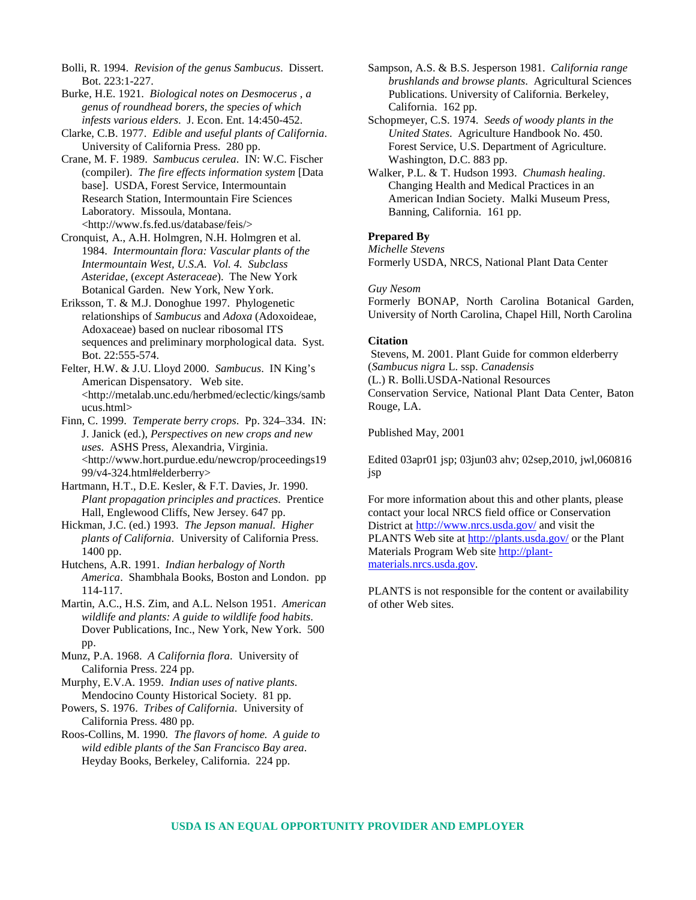Bolli, R. 1994. *Revision of the genus Sambucus*. Dissert. Bot. 223:1-227.

Burke, H.E. 1921. *Biological notes on Desmocerus , a genus of roundhead borers, the species of which infests various elders*. J. Econ. Ent. 14:450-452.

Clarke, C.B. 1977. *Edible and useful plants of California*. University of California Press. 280 pp.

Crane, M. F. 1989. *Sambucus cerulea*. IN: W.C. Fischer (compiler). *The fire effects information system* [Data base]. USDA, Forest Service, Intermountain Research Station, Intermountain Fire Sciences Laboratory. Missoula, Montana. <http://www.fs.fed.us/database/feis/>

Cronquist, A., A.H. Holmgren, N.H. Holmgren et al. 1984. *Intermountain flora: Vascular plants of the Intermountain West, U.S.A. Vol. 4. Subclass Asteridae,* (*except Asteraceae*). The New York Botanical Garden. New York, New York.

Eriksson, T. & M.J. Donoghue 1997. Phylogenetic relationships of *Sambucus* and *Adoxa* (Adoxoideae, Adoxaceae) based on nuclear ribosomal ITS sequences and preliminary morphological data. Syst. Bot. 22:555-574.

Felter, H.W. & J.U. Lloyd 2000. *Sambucus*. IN King's American Dispensatory. Web site. <http://metalab.unc.edu/herbmed/eclectic/kings/sambucus.html>

Finn, C. 1999. *Temperate berry crops*. Pp. 324–334. IN: J. Janick (ed.), *Perspectives on new crops and new uses*. ASHS Press, Alexandria, Virginia. <http://www.hort.purdue.edu/newcrop/proceedings1999/v4-324.html#elderberry>

Hartmann, H.T., D.E. Kesler, & F.T. Davies, Jr. 1990. *Plant propagation principles and practices*. Prentice Hall, Englewood Cliffs, New Jersey. 647 pp.

Hickman, J.C. (ed.) 1993. *The Jepson manual. Higher plants of California*. University of California Press. 1400 pp.

Hutchens, A.R. 1991. *Indian herbalogy of North America*. Shambhala Books, Boston and London. pp 114-117.

Martin, A.C., H.S. Zim, and A.L. Nelson 1951. *American wildlife and plants: A guide to wildlife food habits*. Dover Publications, Inc., New York, New York. 500 pp.

Munz, P.A. 1968. *A California flora*. University of California Press. 224 pp.

Murphy, E.V.A. 1959. *Indian uses of native plants*. Mendocino County Historical Society. 81 pp.

Powers, S. 1976. *Tribes of California*. University of California Press. 480 pp.

Roos-Collins, M. 1990. *The flavors of home. A guide to wild edible plants of the San Francisco Bay area*. Heyday Books, Berkeley, California. 224 pp.

Sampson, A.S. & B.S. Jesperson 1981. *California range brushlands and browse plants*. Agricultural Sciences Publications. University of California. Berkeley, California. 162 pp.

Schopmeyer, C.S. 1974. *Seeds of woody plants in the United States*. Agriculture Handbook No. 450. Forest Service, U.S. Department of Agriculture. Washington, D.C. 883 pp.

Walker, P.L. & T. Hudson 1993. *Chumash healing*. Changing Health and Medical Practices in an American Indian Society. Malki Museum Press, Banning, California. 161 pp.

## Prepared By

*Michelle Stevens*
Formerly USDA, NRCS, National Plant Data Center

*Guy Nesom*
Formerly BONAP, North Carolina Botanical Garden, University of North Carolina, Chapel Hill, North Carolina

## Citation

Stevens, M. 2001. Plant Guide for common elderberry (*Sambucus nigra* L. ssp. *Canadensis* (L.) R. Bolli.USDA-National Resources Conservation Service, National Plant Data Center, Baton Rouge, LA.

Published May, 2001

Edited 03apr01 jsp; 03jun03 ahv; 02sep,2010, jwl,060816 jsp

For more information about this and other plants, please contact your local NRCS field office or Conservation District at http://www.nrcs.usda.gov/ and visit the PLANTS Web site at http://plants.usda.gov/ or the Plant Materials Program Web site http://plant-materials.nrcs.usda.gov.

PLANTS is not responsible for the content or availability of other Web sites.

**USDA IS AN EQUAL OPPORTUNITY PROVIDER AND EMPLOYER**